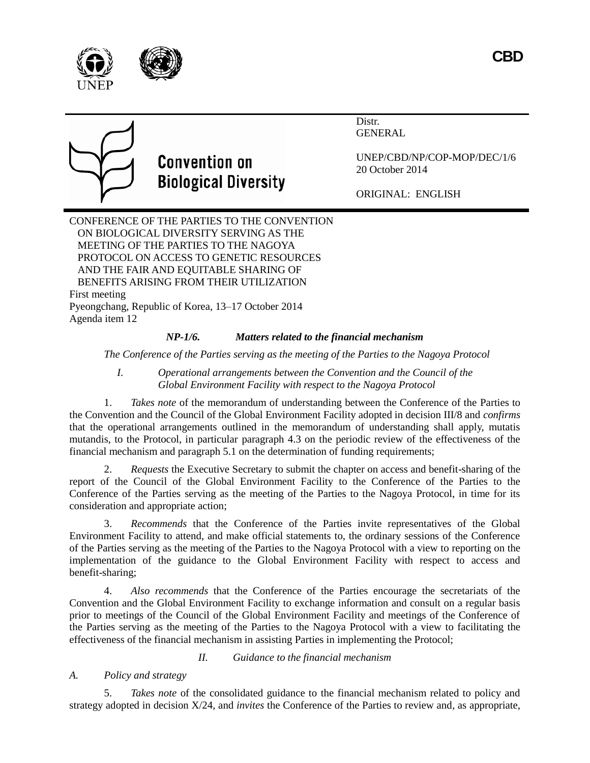CBD

# Convention on Biological Diversity

Distr.
GENERAL

UNEP/CBD/NP/COP-MOP/DEC/1/6
20 October 2014

ORIGINAL: ENGLISH

CONFERENCE OF THE PARTIES TO THE CONVENTION ON BIOLOGICAL DIVERSITY SERVING AS THE MEETING OF THE PARTIES TO THE NAGOYA PROTOCOL ON ACCESS TO GENETIC RESOURCES AND THE FAIR AND EQUITABLE SHARING OF BENEFITS ARISING FROM THEIR UTILIZATION
First meeting
Pyeongchang, Republic of Korea, 13–17 October 2014
Agenda item 12

## *NP-1/6. Matters related to the financial mechanism*

*The Conference of the Parties serving as the meeting of the Parties to the Nagoya Protocol*

### *I. Operational arrangements between the Convention and the Council of the Global Environment Facility with respect to the Nagoya Protocol*

1. *Takes note* of the memorandum of understanding between the Conference of the Parties to the Convention and the Council of the Global Environment Facility adopted in decision III/8 and *confirms* that the operational arrangements outlined in the memorandum of understanding shall apply, mutatis mutandis, to the Protocol, in particular paragraph 4.3 on the periodic review of the effectiveness of the financial mechanism and paragraph 5.1 on the determination of funding requirements;

2. *Requests* the Executive Secretary to submit the chapter on access and benefit-sharing of the report of the Council of the Global Environment Facility to the Conference of the Parties to the Conference of the Parties serving as the meeting of the Parties to the Nagoya Protocol, in time for its consideration and appropriate action;

3. *Recommends* that the Conference of the Parties invite representatives of the Global Environment Facility to attend, and make official statements to, the ordinary sessions of the Conference of the Parties serving as the meeting of the Parties to the Nagoya Protocol with a view to reporting on the implementation of the guidance to the Global Environment Facility with respect to access and benefit-sharing;

4. *Also recommends* that the Conference of the Parties encourage the secretariats of the Convention and the Global Environment Facility to exchange information and consult on a regular basis prior to meetings of the Council of the Global Environment Facility and meetings of the Conference of the Parties serving as the meeting of the Parties to the Nagoya Protocol with a view to facilitating the effectiveness of the financial mechanism in assisting Parties in implementing the Protocol;

### *II. Guidance to the financial mechanism*

#### *A. Policy and strategy*

5. *Takes note* of the consolidated guidance to the financial mechanism related to policy and strategy adopted in decision X/24, and *invites* the Conference of the Parties to review and, as appropriate,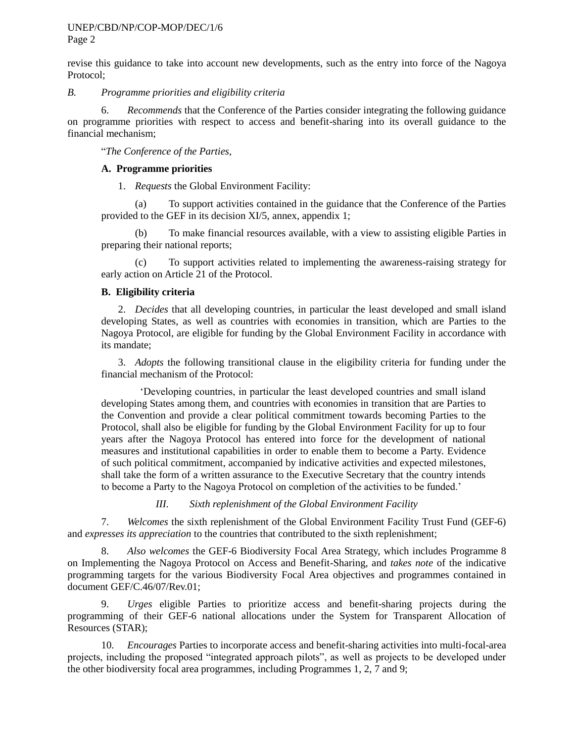revise this guidance to take into account new developments, such as the entry into force of the Nagoya Protocol;

*B. Programme priorities and eligibility criteria*

6. *Recommends* that the Conference of the Parties consider integrating the following guidance on programme priorities with respect to access and benefit-sharing into its overall guidance to the financial mechanism;

"*The Conference of the Parties*,

**A. Programme priorities**

1. *Requests* the Global Environment Facility:

(a) To support activities contained in the guidance that the Conference of the Parties provided to the GEF in its decision XI/5, annex, appendix 1;

(b) To make financial resources available, with a view to assisting eligible Parties in preparing their national reports;

(c) To support activities related to implementing the awareness-raising strategy for early action on Article 21 of the Protocol.

**B. Eligibility criteria**

2. *Decides* that all developing countries, in particular the least developed and small island developing States, as well as countries with economies in transition, which are Parties to the Nagoya Protocol, are eligible for funding by the Global Environment Facility in accordance with its mandate;

3. *Adopts* the following transitional clause in the eligibility criteria for funding under the financial mechanism of the Protocol:

> 'Developing countries, in particular the least developed countries and small island developing States among them, and countries with economies in transition that are Parties to the Convention and provide a clear political commitment towards becoming Parties to the Protocol, shall also be eligible for funding by the Global Environment Facility for up to four years after the Nagoya Protocol has entered into force for the development of national measures and institutional capabilities in order to enable them to become a Party. Evidence of such political commitment, accompanied by indicative activities and expected milestones, shall take the form of a written assurance to the Executive Secretary that the country intends to become a Party to the Nagoya Protocol on completion of the activities to be funded.'

*III. Sixth replenishment of the Global Environment Facility*

7. *Welcomes* the sixth replenishment of the Global Environment Facility Trust Fund (GEF-6) and *expresses its appreciation* to the countries that contributed to the sixth replenishment;

8. *Also welcomes* the GEF-6 Biodiversity Focal Area Strategy, which includes Programme 8 on Implementing the Nagoya Protocol on Access and Benefit-Sharing, and *takes note* of the indicative programming targets for the various Biodiversity Focal Area objectives and programmes contained in document GEF/C.46/07/Rev.01;

9. *Urges* eligible Parties to prioritize access and benefit-sharing projects during the programming of their GEF-6 national allocations under the System for Transparent Allocation of Resources (STAR);

10. *Encourages* Parties to incorporate access and benefit-sharing activities into multi-focal-area projects, including the proposed "integrated approach pilots", as well as projects to be developed under the other biodiversity focal area programmes, including Programmes 1, 2, 7 and 9;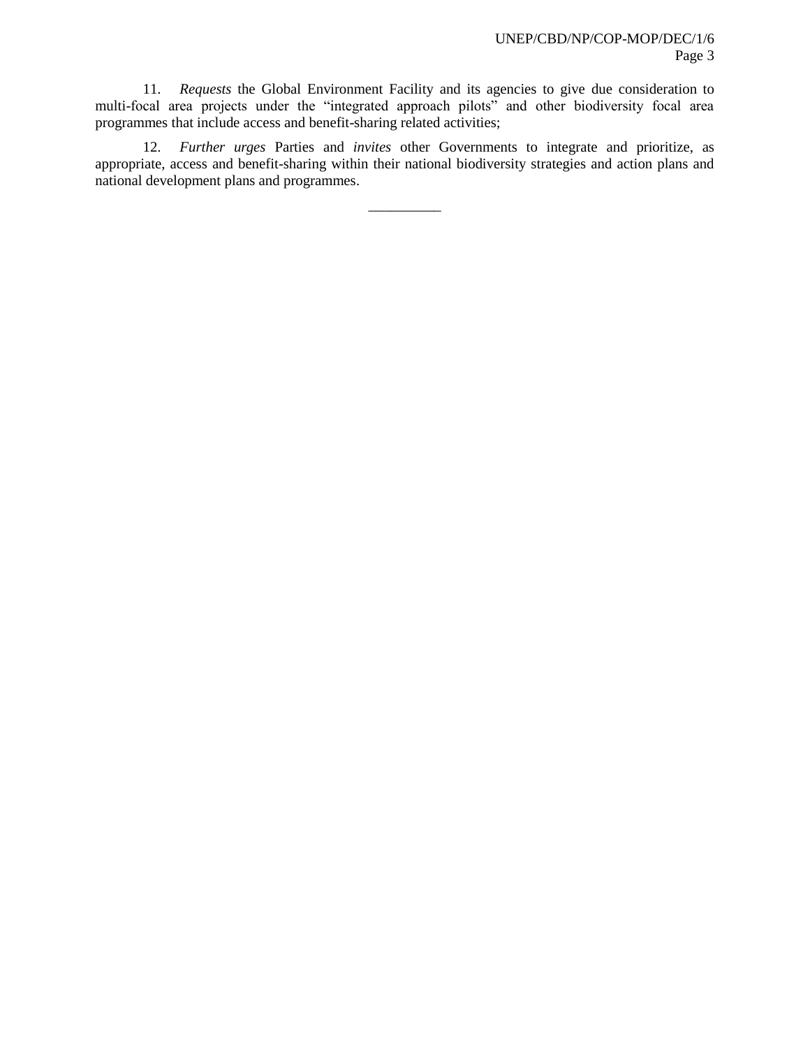11. *Requests* the Global Environment Facility and its agencies to give due consideration to multi-focal area projects under the "integrated approach pilots" and other biodiversity focal area programmes that include access and benefit-sharing related activities;

12. *Further urges* Parties and *invites* other Governments to integrate and prioritize, as appropriate, access and benefit-sharing within their national biodiversity strategies and action plans and national development plans and programmes.

__________